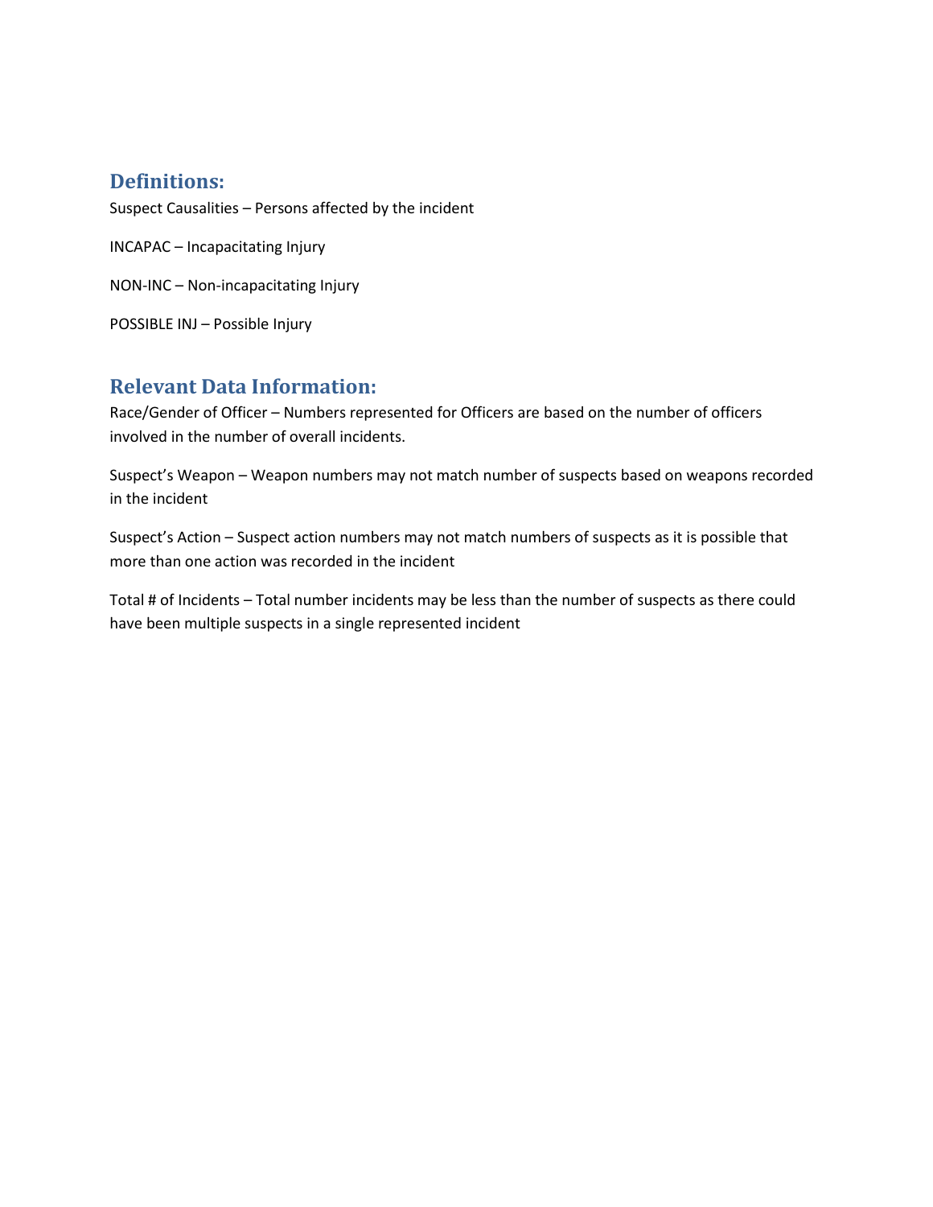## Definitions:

Suspect Causalities – Persons affected by the incident

INCAPAC – Incapacitating Injury

NON-INC – Non-incapacitating Injury

POSSIBLE INJ – Possible Injury

## Relevant Data Information:

Race/Gender of Officer – Numbers represented for Officers are based on the number of officers involved in the number of overall incidents.

Suspect's Weapon – Weapon numbers may not match number of suspects based on weapons recorded in the incident

Suspect's Action – Suspect action numbers may not match numbers of suspects as it is possible that more than one action was recorded in the incident

Total # of Incidents – Total number incidents may be less than the number of suspects as there could have been multiple suspects in a single represented incident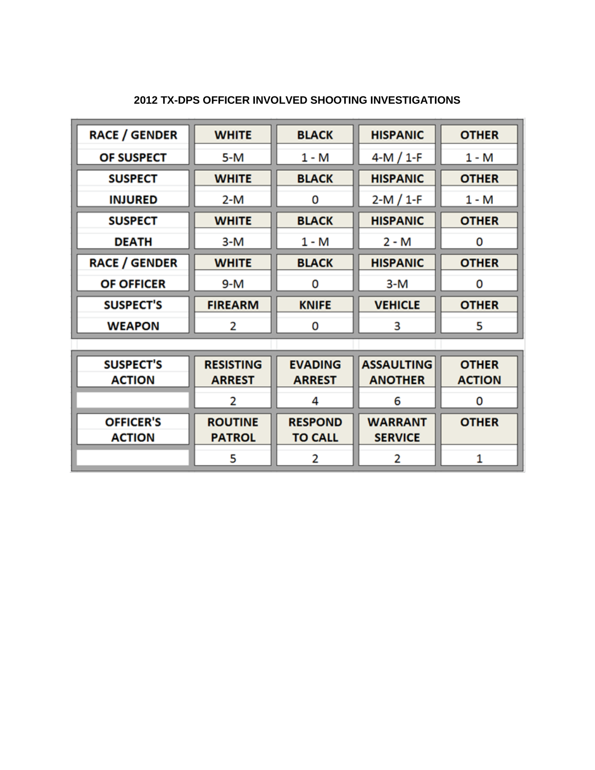**2012 TX-DPS OFFICER INVOLVED SHOOTING INVESTIGATIONS**

| RACE / GENDER OF SUSPECT | WHITE | BLACK | HISPANIC | OTHER |
|---|---|---|---|---|
| | 5-M | 1 - M | 4-M / 1-F | 1 - M |
| **SUSPECT INJURED** | **WHITE** | **BLACK** | **HISPANIC** | **OTHER** |
| | 2-M | 0 | 2-M / 1-F | 1 - M |
| **SUSPECT DEATH** | **WHITE** | **BLACK** | **HISPANIC** | **OTHER** |
| | 3-M | 1 - M | 2 - M | 0 |
| **RACE / GENDER OF OFFICER** | **WHITE** | **BLACK** | **HISPANIC** | **OTHER** |
| | 9-M | 0 | 3-M | 0 |
| **SUSPECT'S WEAPON** | **FIREARM** | **KNIFE** | **VEHICLE** | **OTHER** |
| | 2 | 0 | 3 | 5 |

| SUSPECT'S ACTION | RESISTING ARREST | EVADING ARREST | ASSAULTING ANOTHER | OTHER ACTION |
|---|---|---|---|---|
| | 2 | 4 | 6 | 0 |
| **OFFICER'S ACTION** | **ROUTINE PATROL** | **RESPOND TO CALL** | **WARRANT SERVICE** | **OTHER** |
| | 5 | 2 | 2 | 1 |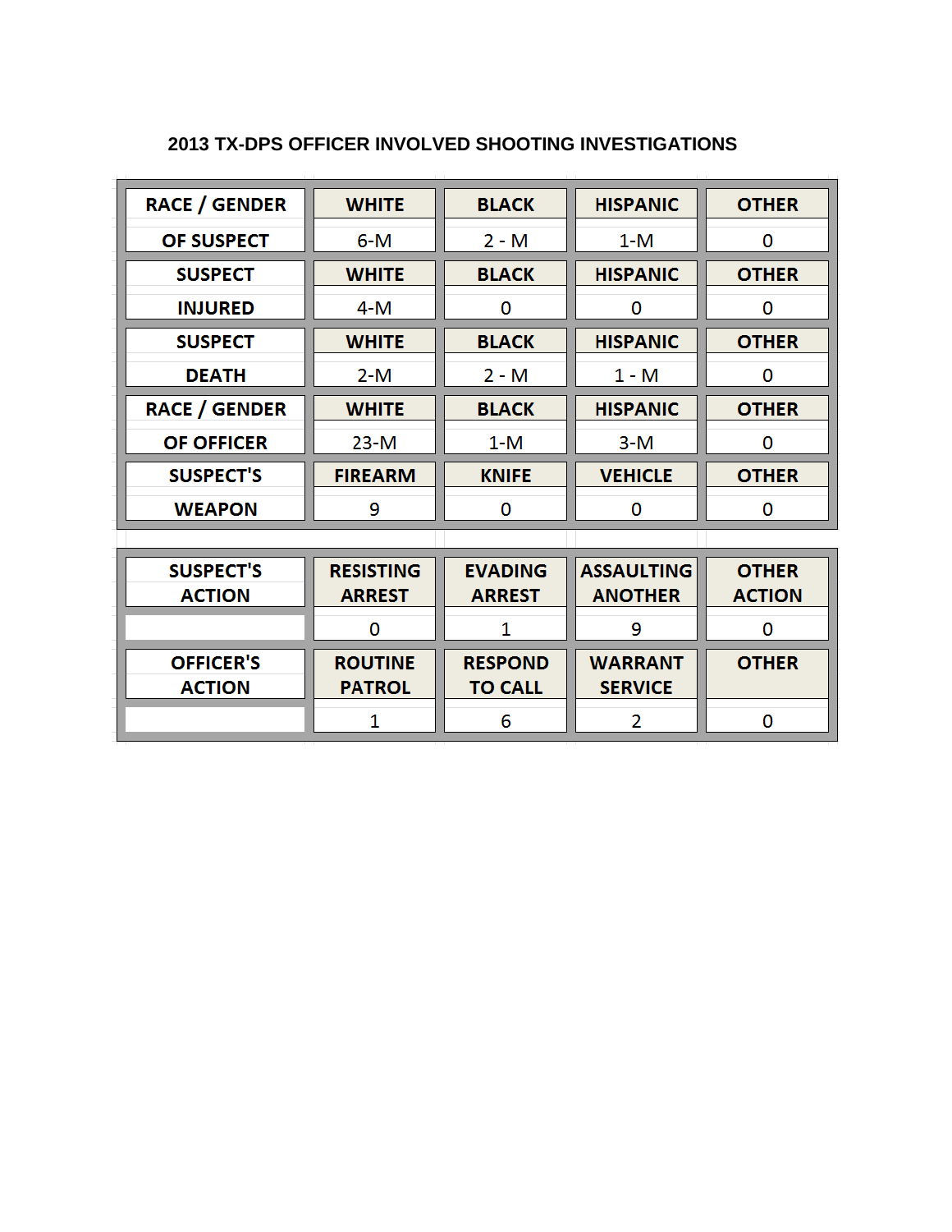## 2013 TX-DPS OFFICER INVOLVED SHOOTING INVESTIGATIONS

| RACE / GENDER OF SUSPECT | WHITE | BLACK | HISPANIC | OTHER |
|---|---|---|---|---|
| | 6-M | 2 - M | 1-M | 0 |
| **SUSPECT INJURED** | **WHITE** | **BLACK** | **HISPANIC** | **OTHER** |
| | 4-M | 0 | 0 | 0 |
| **SUSPECT DEATH** | **WHITE** | **BLACK** | **HISPANIC** | **OTHER** |
| | 2-M | 2 - M | 1 - M | 0 |
| **RACE / GENDER OF OFFICER** | **WHITE** | **BLACK** | **HISPANIC** | **OTHER** |
| | 23-M | 1-M | 3-M | 0 |
| **SUSPECT'S WEAPON** | **FIREARM** | **KNIFE** | **VEHICLE** | **OTHER** |
| | 9 | 0 | 0 | 0 |

| SUSPECT'S ACTION | RESISTING ARREST | EVADING ARREST | ASSAULTING ANOTHER | OTHER ACTION |
|---|---|---|---|---|
| | 0 | 1 | 9 | 0 |
| **OFFICER'S ACTION** | **ROUTINE PATROL** | **RESPOND TO CALL** | **WARRANT SERVICE** | **OTHER** |
| | 1 | 6 | 2 | 0 |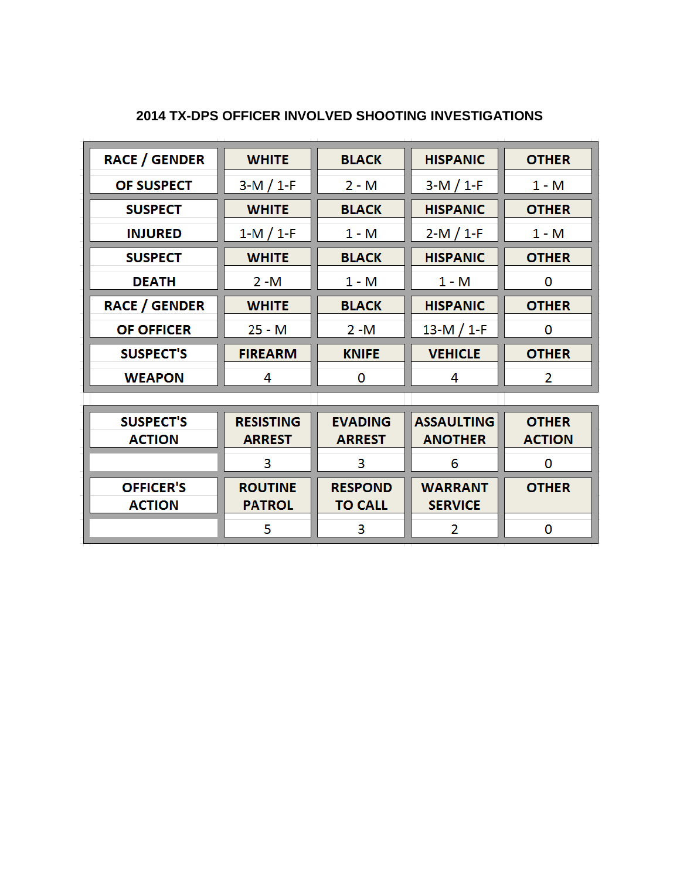## 2014 TX-DPS OFFICER INVOLVED SHOOTING INVESTIGATIONS

| RACE / GENDER OF SUSPECT | WHITE | BLACK | HISPANIC | OTHER |
|---|---|---|---|---|
| | 3-M / 1-F | 2 - M | 3-M / 1-F | 1 - M |
| **SUSPECT INJURED** | **WHITE** | **BLACK** | **HISPANIC** | **OTHER** |
| | 1-M / 1-F | 1 - M | 2-M / 1-F | 1 - M |
| **SUSPECT DEATH** | **WHITE** | **BLACK** | **HISPANIC** | **OTHER** |
| | 2 -M | 1 - M | 1 - M | 0 |
| **RACE / GENDER OF OFFICER** | **WHITE** | **BLACK** | **HISPANIC** | **OTHER** |
| | 25 - M | 2 -M | 13-M / 1-F | 0 |
| **SUSPECT'S WEAPON** | **FIREARM** | **KNIFE** | **VEHICLE** | **OTHER** |
| | 4 | 0 | 4 | 2 |

| SUSPECT'S ACTION | RESISTING ARREST | EVADING ARREST | ASSAULTING ANOTHER | OTHER ACTION |
|---|---|---|---|---|
| | 3 | 3 | 6 | 0 |
| **OFFICER'S ACTION** | **ROUTINE PATROL** | **RESPOND TO CALL** | **WARRANT SERVICE** | **OTHER** |
| | 5 | 3 | 2 | 0 |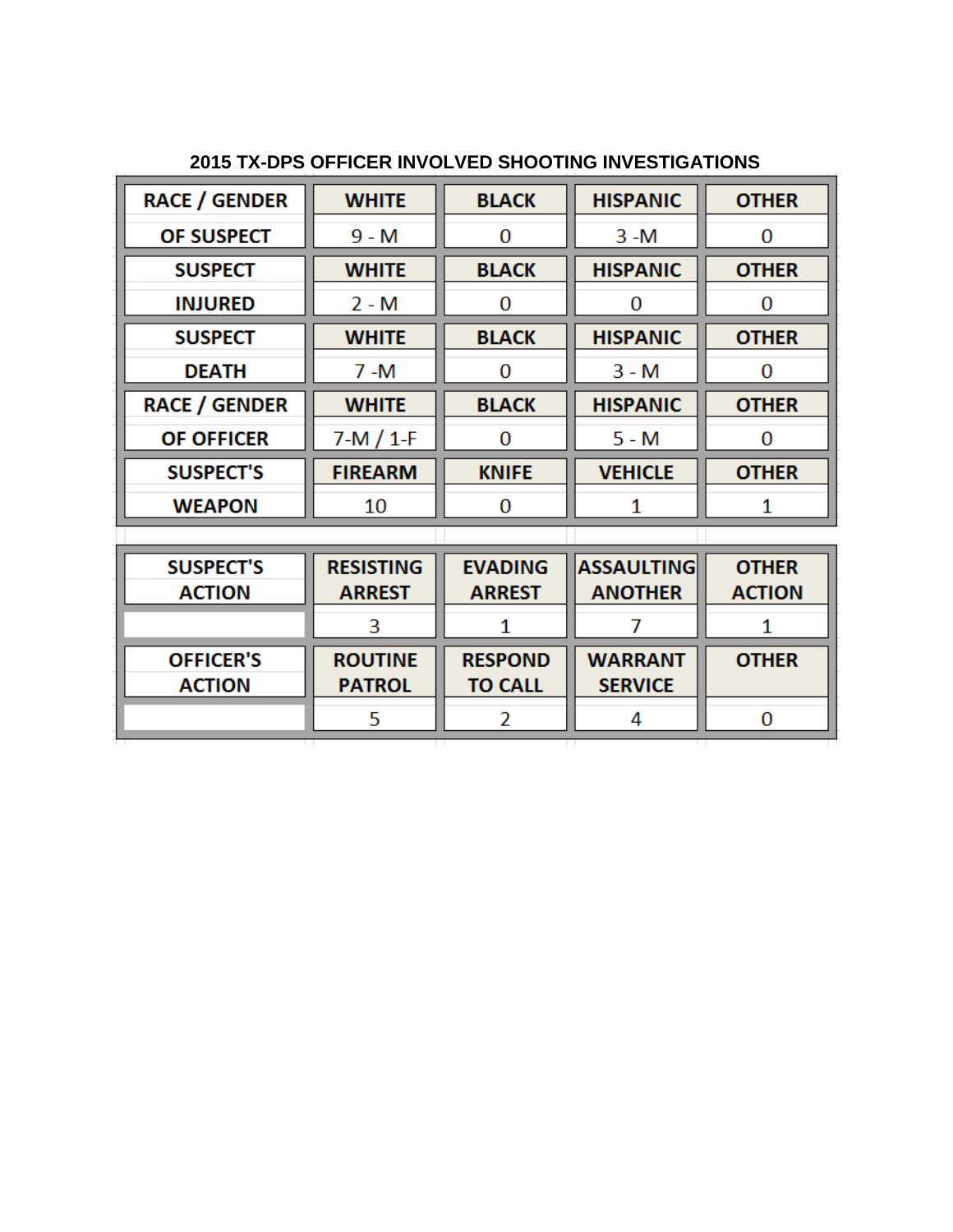## 2015 TX-DPS OFFICER INVOLVED SHOOTING INVESTIGATIONS

| RACE / GENDER OF SUSPECT | WHITE | BLACK | HISPANIC | OTHER |
|---|---|---|---|---|
| | 9 - M | 0 | 3 -M | 0 |

| SUSPECT INJURED | WHITE | BLACK | HISPANIC | OTHER |
|---|---|---|---|---|
| | 2 - M | 0 | 0 | 0 |

| SUSPECT DEATH | WHITE | BLACK | HISPANIC | OTHER |
|---|---|---|---|---|
| | 7 -M | 0 | 3 - M | 0 |

| RACE / GENDER OF OFFICER | WHITE | BLACK | HISPANIC | OTHER |
|---|---|---|---|---|
| | 7-M / 1-F | 0 | 5 - M | 0 |

| SUSPECT'S WEAPON | FIREARM | KNIFE | VEHICLE | OTHER |
|---|---|---|---|---|
| | 10 | 0 | 1 | 1 |

| SUSPECT'S ACTION | RESISTING ARREST | EVADING ARREST | ASSAULTING ANOTHER | OTHER ACTION |
|---|---|---|---|---|
| | 3 | 1 | 7 | 1 |

| OFFICER'S ACTION | ROUTINE PATROL | RESPOND TO CALL | WARRANT SERVICE | OTHER |
|---|---|---|---|---|
| | 5 | 2 | 4 | 0 |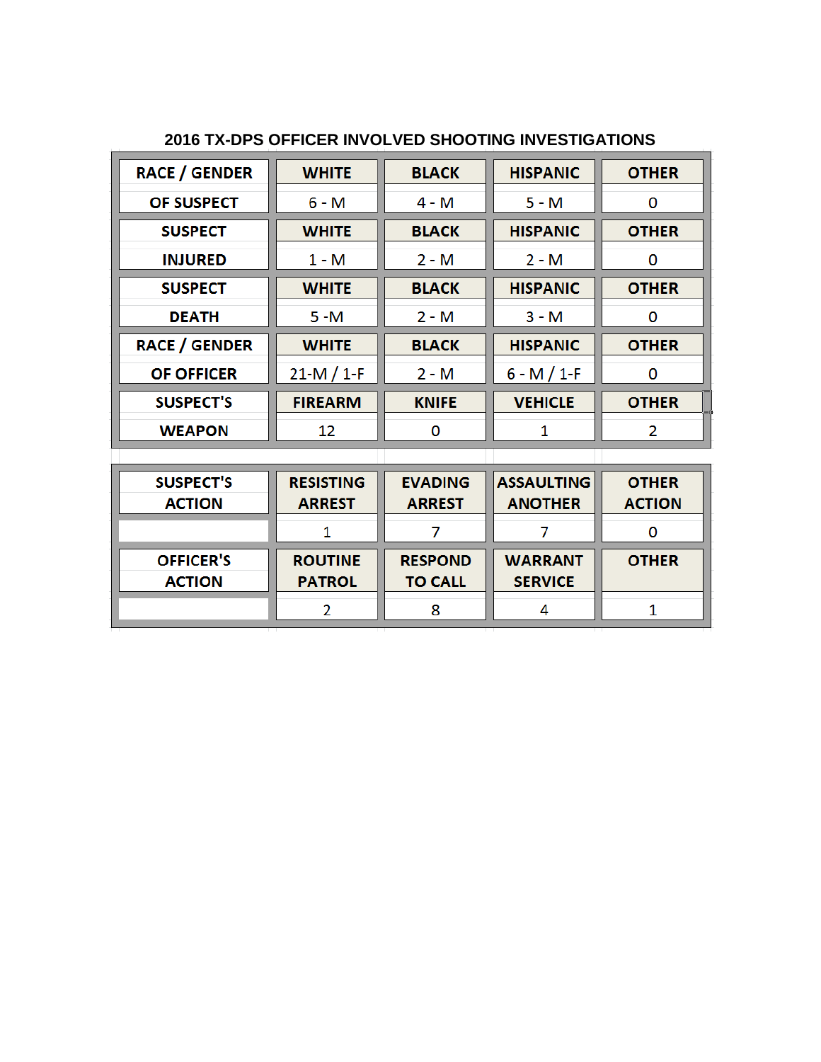## 2016 TX-DPS OFFICER INVOLVED SHOOTING INVESTIGATIONS

| RACE / GENDER OF SUSPECT | WHITE | BLACK | HISPANIC | OTHER |
|---|---|---|---|---|
| | 6 - M | 4 - M | 5 - M | 0 |
| **SUSPECT INJURED** | **WHITE** | **BLACK** | **HISPANIC** | **OTHER** |
| | 1 - M | 2 - M | 2 - M | 0 |
| **SUSPECT DEATH** | **WHITE** | **BLACK** | **HISPANIC** | **OTHER** |
| | 5 -M | 2 - M | 3 - M | 0 |
| **RACE / GENDER OF OFFICER** | **WHITE** | **BLACK** | **HISPANIC** | **OTHER** |
| | 21-M / 1-F | 2 - M | 6 - M / 1-F | 0 |
| **SUSPECT'S WEAPON** | **FIREARM** | **KNIFE** | **VEHICLE** | **OTHER** |
| | 12 | 0 | 1 | 2 |

| SUSPECT'S ACTION | RESISTING ARREST | EVADING ARREST | ASSAULTING ANOTHER | OTHER ACTION |
|---|---|---|---|---|
| | 1 | 7 | 7 | 0 |
| **OFFICER'S ACTION** | **ROUTINE PATROL** | **RESPOND TO CALL** | **WARRANT SERVICE** | **OTHER** |
| | 2 | 8 | 4 | 1 |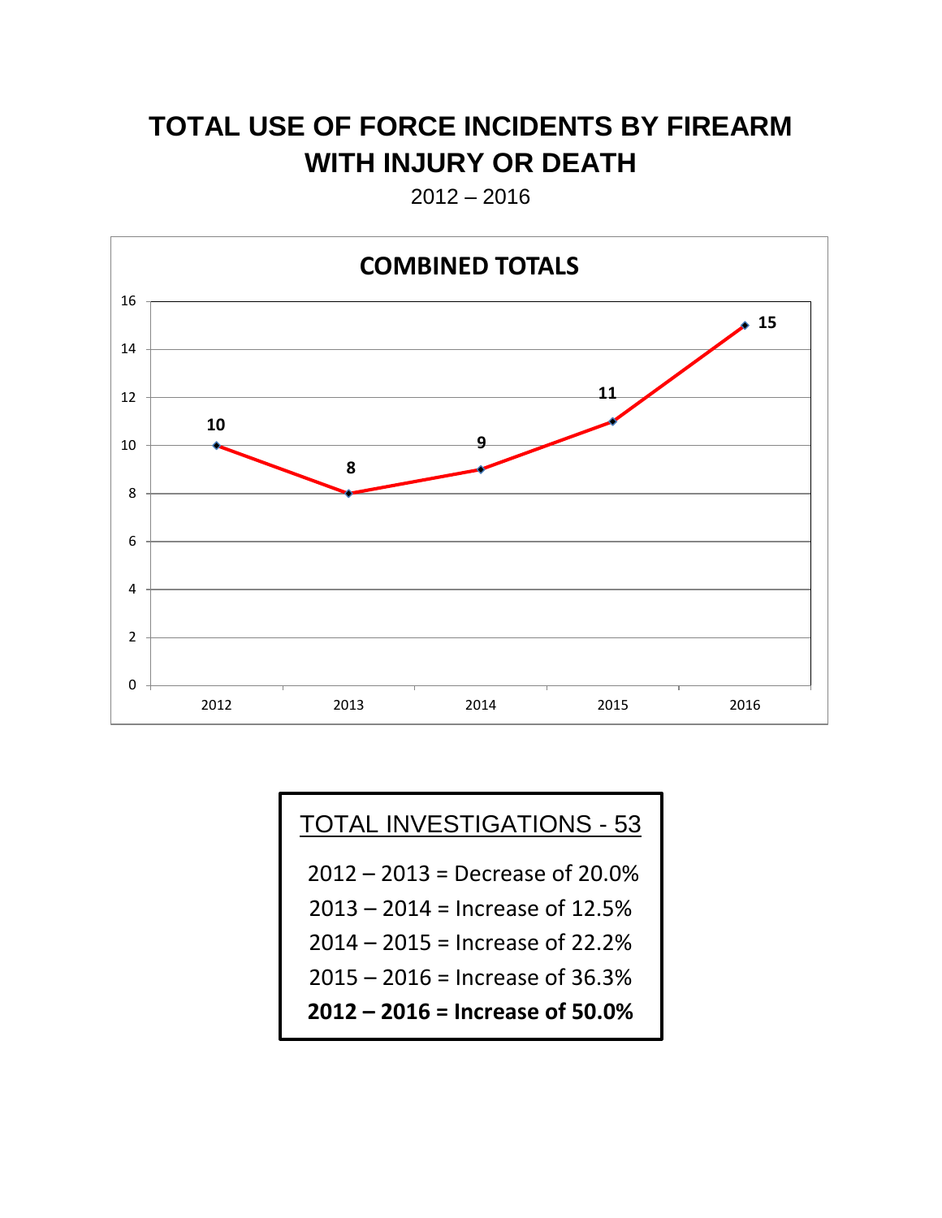# TOTAL USE OF FORCE INCIDENTS BY FIREARM WITH INJURY OR DEATH

2012 – 2016

**COMBINED TOTALS**

| Year | Total |
|---|---|
| 2012 | 10 |
| 2013 | 8 |
| 2014 | 9 |
| 2015 | 11 |
| 2016 | 15 |

TOTAL INVESTIGATIONS - 53

2012 – 2013 = Decrease of 20.0%

2013 – 2014 = Increase of 12.5%

2014 – 2015 = Increase of 22.2%

2015 – 2016 = Increase of 36.3%

**2012 – 2016 = Increase of 50.0%**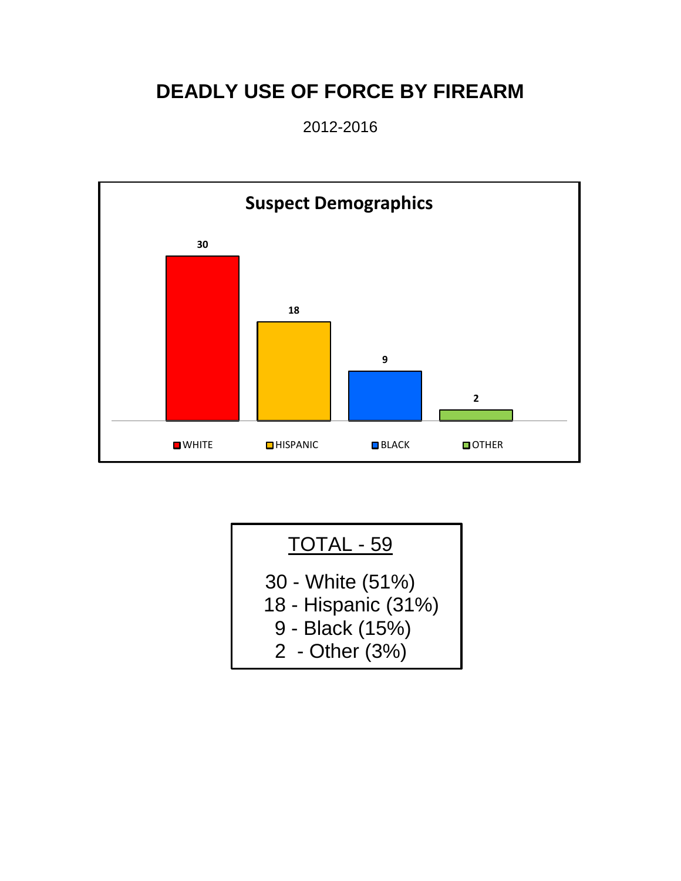# DEADLY USE OF FORCE BY FIREARM

2012-2016

**Suspect Demographics**

| WHITE | HISPANIC | BLACK | OTHER |
|---|---|---|---|
| 30 | 18 | 9 | 2 |

TOTAL - 59

30 - White (51%)
18 - Hispanic (31%)
9 - Black (15%)
2 - Other (3%)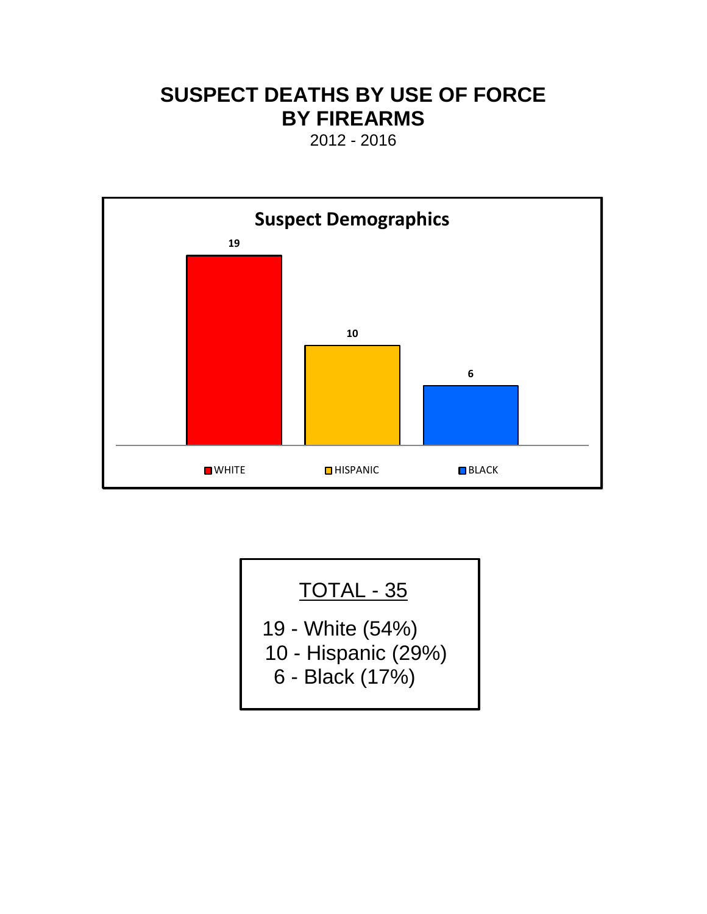# SUSPECT DEATHS BY USE OF FORCE BY FIREARMS

2012 - 2016

Suspect Demographics

19

10

6

WHITE

HISPANIC

BLACK

TOTAL - 35

19 - White (54%)

10 - Hispanic (29%)

6 - Black (17%)